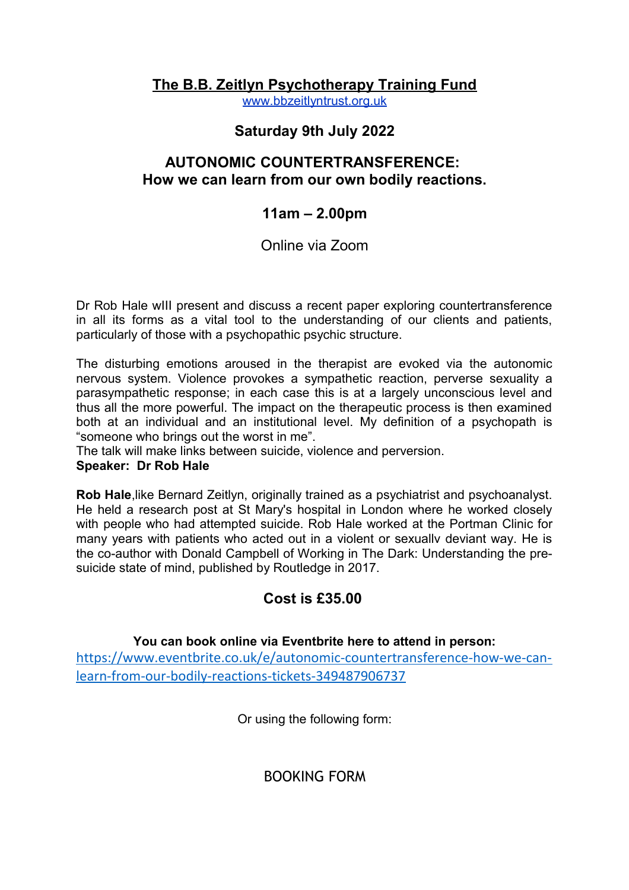# The B.B. Zeitlyn Psychotherapy Training Fund

www.bbzeitlyntrust.org.uk

## Saturday 9th July 2022

## AUTONOMIC COUNTERTRANSFERENCE: How we can learn from our own bodily reactions.

## 11am – 2.00pm

Online via Zoom

Dr Rob Hale wIll present and discuss a recent paper exploring countertransference in all its forms as a vital tool to the understanding of our clients and patients, particularly of those with a psychopathic psychic structure.

The disturbing emotions aroused in the therapist are evoked via the autonomic nervous system. Violence provokes a sympathetic reaction, perverse sexuality a parasympathetic response; in each case this is at a largely unconscious level and thus all the more powerful. The impact on the therapeutic process is then examined both at an individual and an institutional level. My definition of a psychopath is "someone who brings out the worst in me".
The talk will make links between suicide, violence and perversion.

**Speaker: Dr Rob Hale**

**Rob Hale**,like Bernard Zeitlyn, originally trained as a psychiatrist and psychoanalyst. He held a research post at St Mary's hospital in London where he worked closely with people who had attempted suicide. Rob Hale worked at the Portman Clinic for many years with patients who acted out in a violent or sexuallv deviant way. He is the co-author with Donald Campbell of Working in The Dark: Understanding the pre-suicide state of mind, published by Routledge in 2017.

## Cost is £35.00

**You can book online via Eventbrite here to attend in person:**
https://www.eventbrite.co.uk/e/autonomic-countertransference-how-we-can-learn-from-our-bodily-reactions-tickets-349487906737

Or using the following form:

BOOKING FORM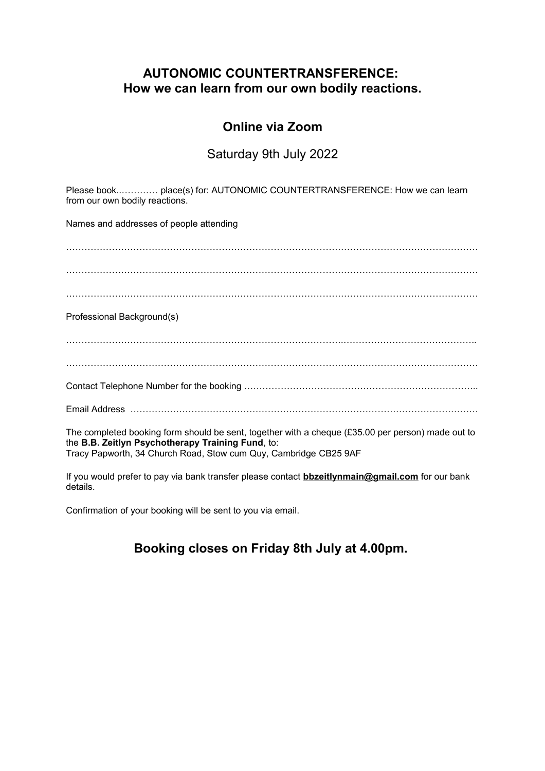## AUTONOMIC COUNTERTRANSFERENCE:
## How we can learn from our own bodily reactions.

## Online via Zoom

Saturday 9th July 2022

Please book.………… place(s) for: AUTONOMIC COUNTERTRANSFERENCE: How we can learn from our own bodily reactions.

Names and addresses of people attending

……………………………………………………………………………………………………………………

……………………………………………………………………………………………………………………

……………………………………………………………………………………………………………………

Professional Background(s)

……………………………………………………………………………………………………………………

……………………………………………………………………………………………………………………

Contact Telephone Number for the booking …………………………………………………………………..

Email Address ………………………………………………………………………………………………………

The completed booking form should be sent, together with a cheque (£35.00 per person) made out to the **B.B. Zeitlyn Psychotherapy Training Fund**, to:
Tracy Papworth, 34 Church Road, Stow cum Quy, Cambridge CB25 9AF

If you would prefer to pay via bank transfer please contact **bbzeitlynmain@gmail.com** for our bank details.

Confirmation of your booking will be sent to you via email.

## Booking closes on Friday 8th July at 4.00pm.